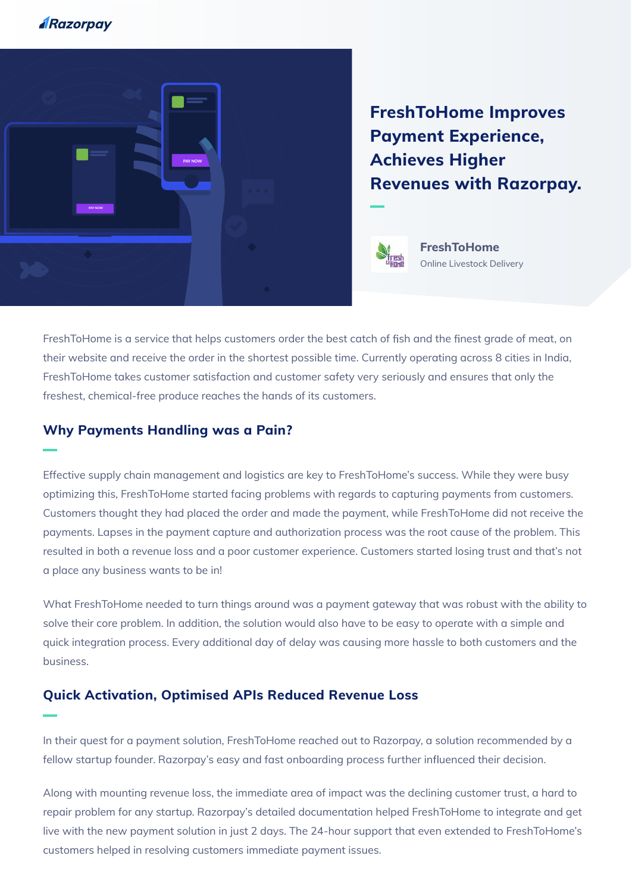Razorpay

# FreshToHome Improves Payment Experience, Achieves Higher Revenues with Razorpay.

**FreshToHome**
Online Livestock Delivery

FreshToHome is a service that helps customers order the best catch of fish and the finest grade of meat, on their website and receive the order in the shortest possible time. Currently operating across 8 cities in India, FreshToHome takes customer satisfaction and customer safety very seriously and ensures that only the freshest, chemical-free produce reaches the hands of its customers.

## Why Payments Handling was a Pain?

Effective supply chain management and logistics are key to FreshToHome's success. While they were busy optimizing this, FreshToHome started facing problems with regards to capturing payments from customers. Customers thought they had placed the order and made the payment, while FreshToHome did not receive the payments. Lapses in the payment capture and authorization process was the root cause of the problem. This resulted in both a revenue loss and a poor customer experience. Customers started losing trust and that's not a place any business wants to be in!

What FreshToHome needed to turn things around was a payment gateway that was robust with the ability to solve their core problem. In addition, the solution would also have to be easy to operate with a simple and quick integration process. Every additional day of delay was causing more hassle to both customers and the business.

## Quick Activation, Optimised APIs Reduced Revenue Loss

In their quest for a payment solution, FreshToHome reached out to Razorpay, a solution recommended by a fellow startup founder. Razorpay's easy and fast onboarding process further influenced their decision.

Along with mounting revenue loss, the immediate area of impact was the declining customer trust, a hard to repair problem for any startup. Razorpay's detailed documentation helped FreshToHome to integrate and get live with the new payment solution in just 2 days. The 24-hour support that even extended to FreshToHome's customers helped in resolving customers immediate payment issues.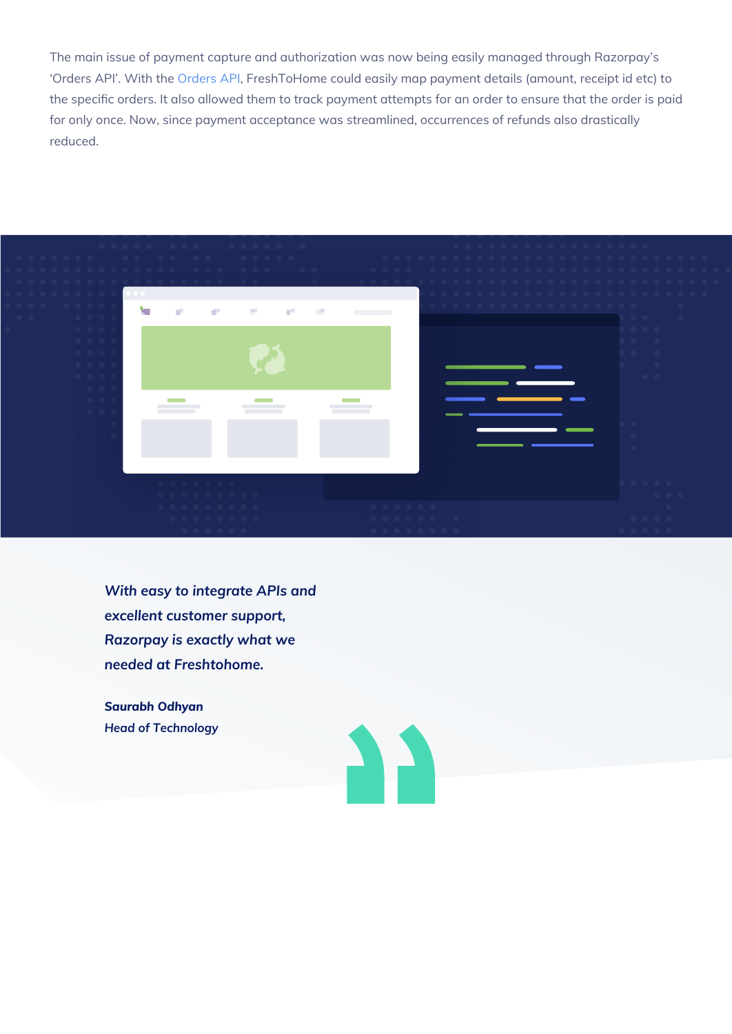The main issue of payment capture and authorization was now being easily managed through Razorpay's 'Orders API'. With the Orders API, FreshToHome could easily map payment details (amount, receipt id etc) to the specific orders. It also allowed them to track payment attempts for an order to ensure that the order is paid for only once. Now, since payment acceptance was streamlined, occurrences of refunds also drastically reduced.

***With easy to integrate APIs and excellent customer support, Razorpay is exactly what we needed at Freshtohome.***

***Saurabh Odhyan***
***Head of Technology***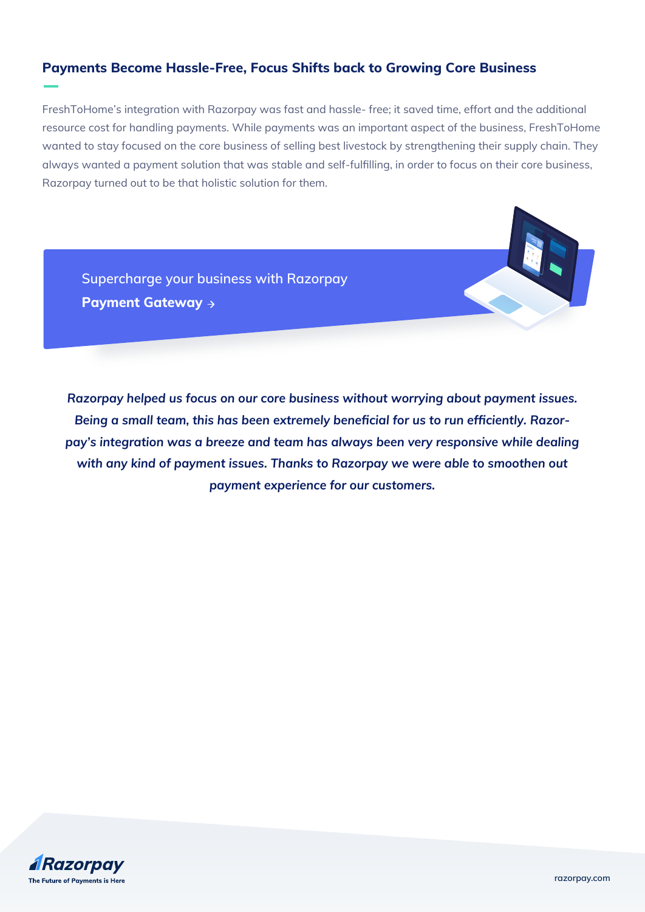## Payments Become Hassle-Free, Focus Shifts back to Growing Core Business

FreshToHome's integration with Razorpay was fast and hassle- free; it saved time, effort and the additional resource cost for handling payments. While payments was an important aspect of the business, FreshToHome wanted to stay focused on the core business of selling best livestock by strengthening their supply chain. They always wanted a payment solution that was stable and self-fulfilling, in order to focus on their core business, Razorpay turned out to be that holistic solution for them.

Supercharge your business with Razorpay
**Payment Gateway →**

***Razorpay helped us focus on our core business without worrying about payment issues. Being a small team, this has been extremely beneficial for us to run efficiently. Razorpay's integration was a breeze and team has always been very responsive while dealing with any kind of payment issues. Thanks to Razorpay we were able to smoothen out payment experience for our customers.***